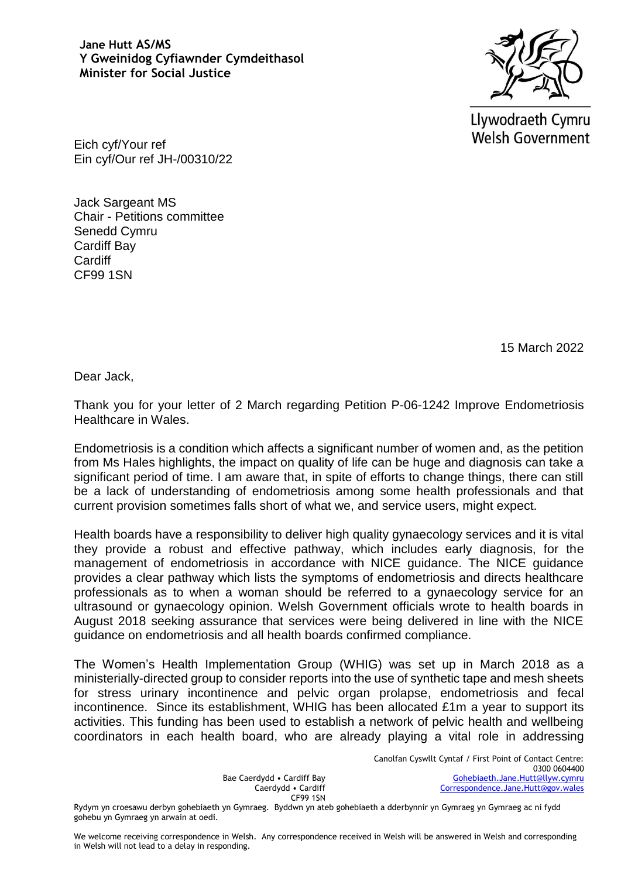**Jane Hutt AS/MS**
**Y Gweinidog Cyfiawnder Cymdeithasol**
**Minister for Social Justice**

Llywodraeth Cymru
Welsh Government

Eich cyf/Your ref
Ein cyf/Our ref JH-/00310/22

Jack Sargeant MS
Chair - Petitions committee
Senedd Cymru
Cardiff Bay
Cardiff
CF99 1SN

15 March 2022

Dear Jack,

Thank you for your letter of 2 March regarding Petition P-06-1242 Improve Endometriosis Healthcare in Wales.

Endometriosis is a condition which affects a significant number of women and, as the petition from Ms Hales highlights, the impact on quality of life can be huge and diagnosis can take a significant period of time. I am aware that, in spite of efforts to change things, there can still be a lack of understanding of endometriosis among some health professionals and that current provision sometimes falls short of what we, and service users, might expect.

Health boards have a responsibility to deliver high quality gynaecology services and it is vital they provide a robust and effective pathway, which includes early diagnosis, for the management of endometriosis in accordance with NICE guidance. The NICE guidance provides a clear pathway which lists the symptoms of endometriosis and directs healthcare professionals as to when a woman should be referred to a gynaecology service for an ultrasound or gynaecology opinion. Welsh Government officials wrote to health boards in August 2018 seeking assurance that services were being delivered in line with the NICE guidance on endometriosis and all health boards confirmed compliance.

The Women's Health Implementation Group (WHIG) was set up in March 2018 as a ministerially-directed group to consider reports into the use of synthetic tape and mesh sheets for stress urinary incontinence and pelvic organ prolapse, endometriosis and fecal incontinence. Since its establishment, WHIG has been allocated £1m a year to support its activities. This funding has been used to establish a network of pelvic health and wellbeing coordinators in each health board, who are already playing a vital role in addressing

Bae Caerdydd • Cardiff Bay
Caerdydd • Cardiff
CF99 1SN

Canolfan Cyswllt Cyntaf / First Point of Contact Centre:
0300 0604400
Gohebiaeth.Jane.Hutt@llyw.cymru
Correspondence.Jane.Hutt@gov.wales

Rydym yn croesawu derbyn gohebiaeth yn Gymraeg. Byddwn yn ateb gohebiaeth a dderbynnir yn Gymraeg yn Gymraeg ac ni fydd gohebu yn Gymraeg yn arwain at oedi.

We welcome receiving correspondence in Welsh. Any correspondence received in Welsh will be answered in Welsh and corresponding in Welsh will not lead to a delay in responding.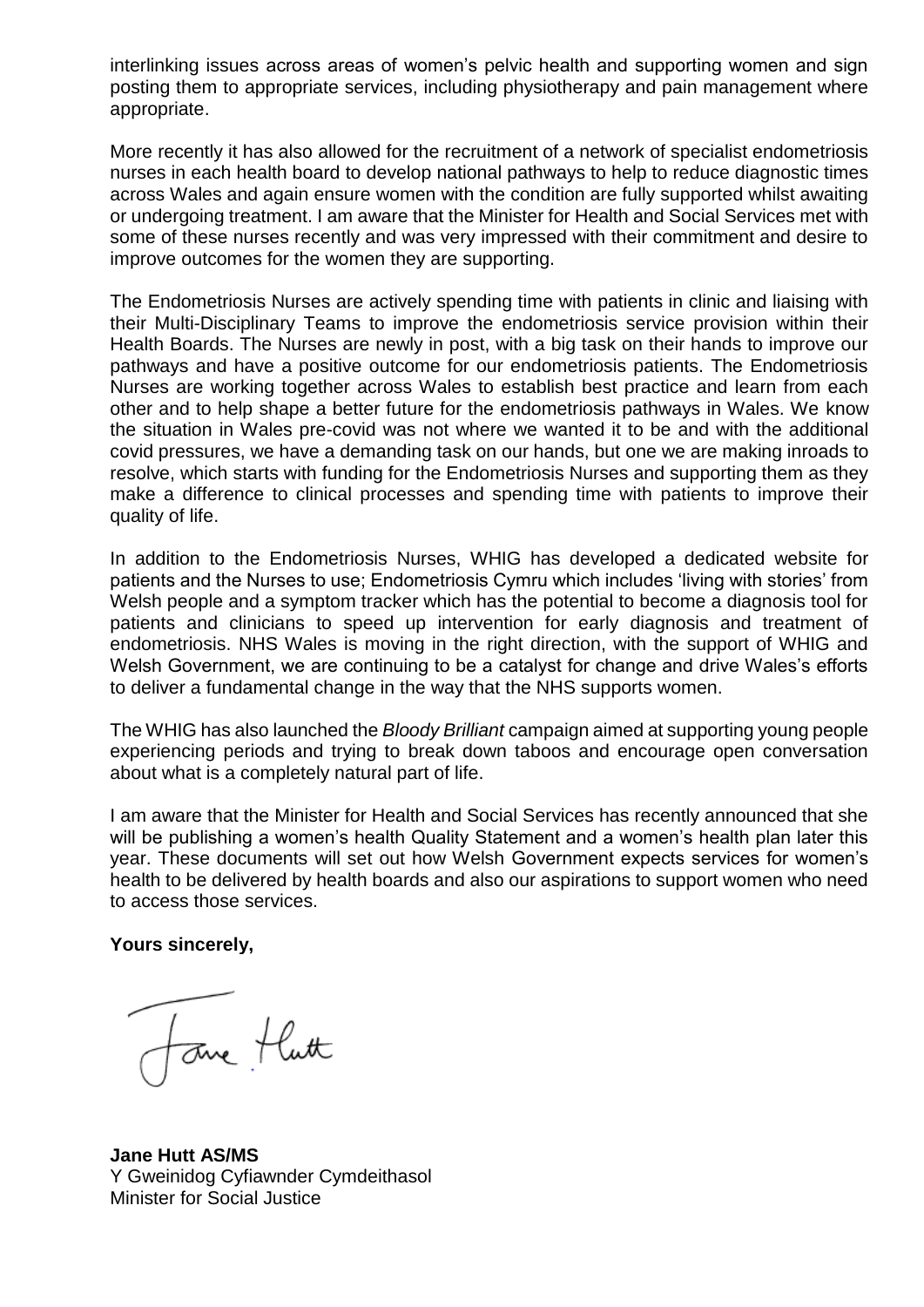interlinking issues across areas of women's pelvic health and supporting women and sign posting them to appropriate services, including physiotherapy and pain management where appropriate.

More recently it has also allowed for the recruitment of a network of specialist endometriosis nurses in each health board to develop national pathways to help to reduce diagnostic times across Wales and again ensure women with the condition are fully supported whilst awaiting or undergoing treatment. I am aware that the Minister for Health and Social Services met with some of these nurses recently and was very impressed with their commitment and desire to improve outcomes for the women they are supporting.

The Endometriosis Nurses are actively spending time with patients in clinic and liaising with their Multi-Disciplinary Teams to improve the endometriosis service provision within their Health Boards. The Nurses are newly in post, with a big task on their hands to improve our pathways and have a positive outcome for our endometriosis patients. The Endometriosis Nurses are working together across Wales to establish best practice and learn from each other and to help shape a better future for the endometriosis pathways in Wales. We know the situation in Wales pre-covid was not where we wanted it to be and with the additional covid pressures, we have a demanding task on our hands, but one we are making inroads to resolve, which starts with funding for the Endometriosis Nurses and supporting them as they make a difference to clinical processes and spending time with patients to improve their quality of life.

In addition to the Endometriosis Nurses, WHIG has developed a dedicated website for patients and the Nurses to use; Endometriosis Cymru which includes 'living with stories' from Welsh people and a symptom tracker which has the potential to become a diagnosis tool for patients and clinicians to speed up intervention for early diagnosis and treatment of endometriosis. NHS Wales is moving in the right direction, with the support of WHIG and Welsh Government, we are continuing to be a catalyst for change and drive Wales's efforts to deliver a fundamental change in the way that the NHS supports women.

The WHIG has also launched the *Bloody Brilliant* campaign aimed at supporting young people experiencing periods and trying to break down taboos and encourage open conversation about what is a completely natural part of life.

I am aware that the Minister for Health and Social Services has recently announced that she will be publishing a women's health Quality Statement and a women's health plan later this year. These documents will set out how Welsh Government expects services for women's health to be delivered by health boards and also our aspirations to support women who need to access those services.

**Yours sincerely,**

Jane Hutt

**Jane Hutt AS/MS**
Y Gweinidog Cyfiawnder Cymdeithasol
Minister for Social Justice